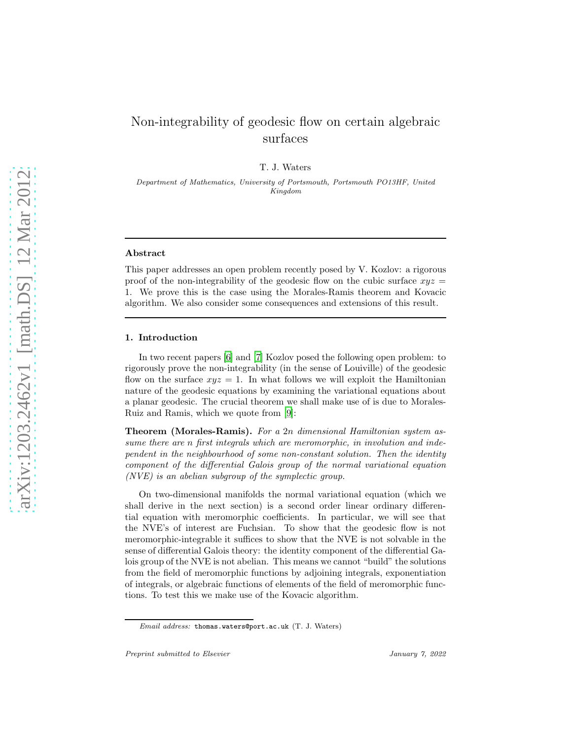# Non-integrability of geodesic flow on certain algebraic surfaces

T. J. Waters

*Department of Mathematics, University of Portsmouth, Portsmouth PO13HF, United Kingdom*

---

### Abstract

This paper addresses an open problem recently posed by V. Kozlov: a rigorous proof of the non-integrability of the geodesic flow on the cubic surface $xyz = 1$. We prove this is the case using the Morales-Ramis theorem and Kovacic algorithm. We also consider some consequences and extensions of this result.

---

## 1. Introduction

In two recent papers [6] and [7] Kozlov posed the following open problem: to rigorously prove the non-integrability (in the sense of Louiville) of the geodesic flow on the surface $xyz = 1$. In what follows we will exploit the Hamiltonian nature of the geodesic equations by examining the variational equations about a planar geodesic. The crucial theorem we shall make use of is due to Morales-Ruiz and Ramis, which we quote from [9]:

**Theorem (Morales-Ramis).** *For a $2n$ dimensional Hamiltonian system assume there are $n$ first integrals which are meromorphic, in involution and independent in the neighbourhood of some non-constant solution. Then the identity component of the differential Galois group of the normal variational equation (NVE) is an abelian subgroup of the symplectic group.*

On two-dimensional manifolds the normal variational equation (which we shall derive in the next section) is a second order linear ordinary differential equation with meromorphic coefficients. In particular, we will see that the NVE's of interest are Fuchsian. To show that the geodesic flow is not meromorphic-integrable it suffices to show that the NVE is not solvable in the sense of differential Galois theory: the identity component of the differential Galois group of the NVE is not abelian. This means we cannot "build" the solutions from the field of meromorphic functions by adjoining integrals, exponentiation of integrals, or algebraic functions of elements of the field of meromorphic functions. To test this we make use of the Kovacic algorithm.

*Email address:* thomas.waters@port.ac.uk (T. J. Waters)

*Preprint submitted to Elsevier* January 7, 2022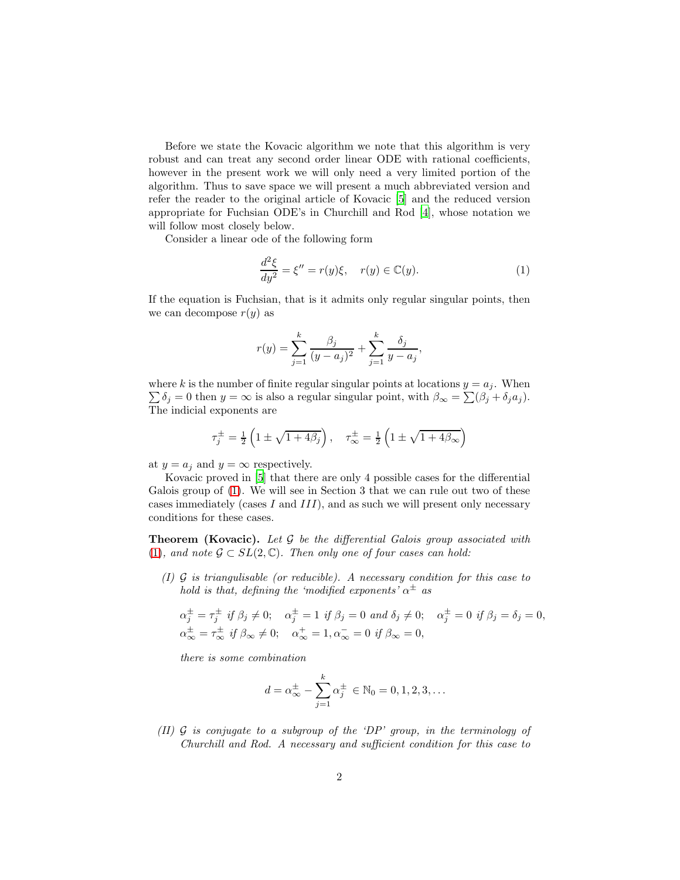Before we state the Kovacic algorithm we note that this algorithm is very robust and can treat any second order linear ODE with rational coefficients, however in the present work we will only need a very limited portion of the algorithm. Thus to save space we will present a much abbreviated version and refer the reader to the original article of Kovacic [5] and the reduced version appropriate for Fuchsian ODE's in Churchill and Rod [4], whose notation we will follow most closely below.

Consider a linear ode of the following form

$$\frac{d^2\xi}{dy^2} = \xi'' = r(y)\xi, \quad r(y) \in \mathbb{C}(y). \tag{1}$$

If the equation is Fuchsian, that is it admits only regular singular points, then we can decompose $r(y)$ as

$$r(y) = \sum_{j=1}^{k} \frac{\beta_j}{(y-a_j)^2} + \sum_{j=1}^{k} \frac{\delta_j}{y-a_j},$$

where $k$ is the number of finite regular singular points at locations $y = a_j$. When $\sum \delta_j = 0$ then $y = \infty$ is also a regular singular point, with $\beta_\infty = \sum(\beta_j + \delta_j a_j)$. The indicial exponents are

$$\tau_j^\pm = \tfrac{1}{2}\left(1 \pm \sqrt{1+4\beta_j}\right), \quad \tau_\infty^\pm = \tfrac{1}{2}\left(1 \pm \sqrt{1+4\beta_\infty}\right)$$

at $y = a_j$ and $y = \infty$ respectively.

Kovacic proved in [5] that there are only 4 possible cases for the differential Galois group of (1). We will see in Section 3 that we can rule out two of these cases immediately (cases $I$ and $III$), and as such we will present only necessary conditions for these cases.

**Theorem (Kovacic).** *Let $\mathcal{G}$ be the differential Galois group associated with (1), and note $\mathcal{G} \subset SL(2,\mathbb{C})$. Then only one of four cases can hold:*

*(I) $\mathcal{G}$ is triangulisable (or reducible). A necessary condition for this case to hold is that, defining the 'modified exponents' $\alpha^\pm$ as*

$$\alpha_j^\pm = \tau_j^\pm \text{ if } \beta_j \neq 0; \quad \alpha_j^\pm = 1 \text{ if } \beta_j = 0 \text{ and } \delta_j \neq 0; \quad \alpha_j^\pm = 0 \text{ if } \beta_j = \delta_j = 0,$$
$$\alpha_\infty^\pm = \tau_\infty^\pm \text{ if } \beta_\infty \neq 0; \quad \alpha_\infty^+ = 1, \alpha_\infty^- = 0 \text{ if } \beta_\infty = 0,$$

*there is some combination*

$$d = \alpha_\infty^\pm - \sum_{j=1}^{k} \alpha_j^\pm \in \mathbb{N}_0 = 0, 1, 2, 3, \ldots$$

*(II) $\mathcal{G}$ is conjugate to a subgroup of the 'DP' group, in the terminology of Churchill and Rod. A necessary and sufficient condition for this case to*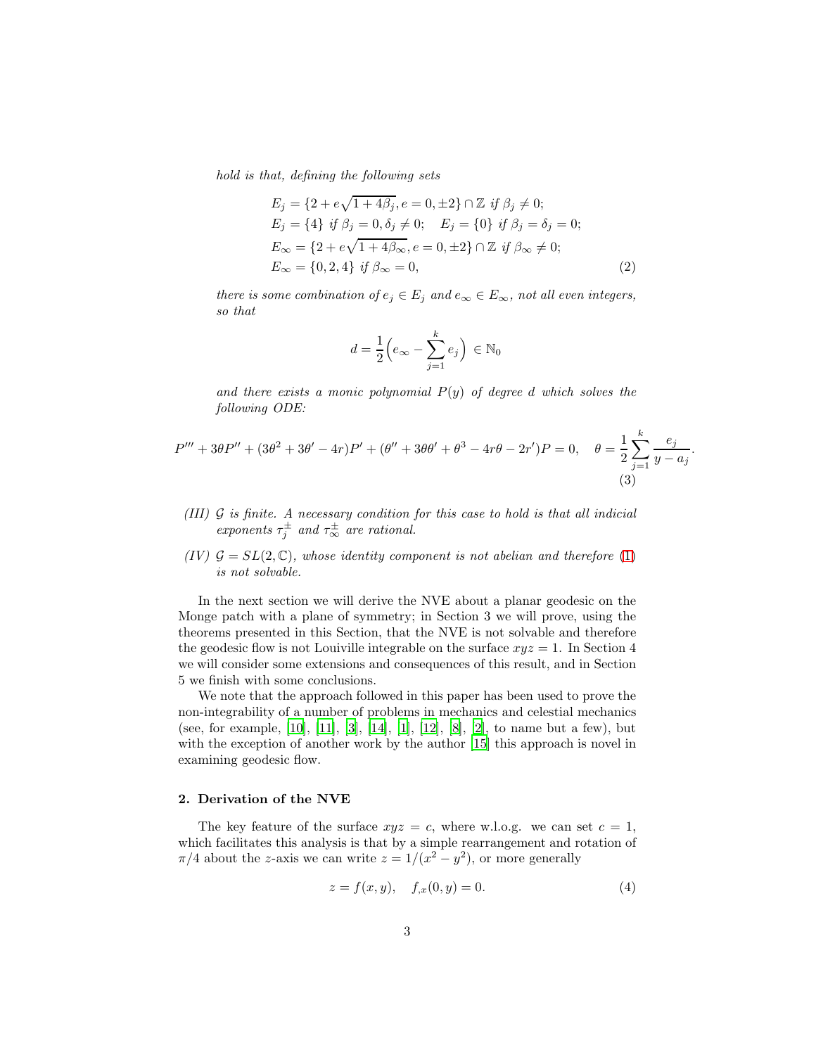*hold is that, defining the following sets*

$$
\begin{aligned}
&E_j = \{2 + e\sqrt{1+4\beta_j}, e = 0, \pm 2\} \cap \mathbb{Z} \text{ if } \beta_j \neq 0;\\
&E_j = \{4\} \text{ if } \beta_j = 0, \delta_j \neq 0; \quad E_j = \{0\} \text{ if } \beta_j = \delta_j = 0;\\
&E_\infty = \{2 + e\sqrt{1+4\beta_\infty}, e = 0, \pm 2\} \cap \mathbb{Z} \text{ if } \beta_\infty \neq 0;\\
&E_\infty = \{0, 2, 4\} \text{ if } \beta_\infty = 0,
\end{aligned}
\tag{2}
$$

*there is some combination of $e_j \in E_j$ and $e_\infty \in E_\infty$, not all even integers, so that*

$$
d = \frac{1}{2}\Big(e_\infty - \sum_{j=1}^{k} e_j\Big) \in \mathbb{N}_0
$$

*and there exists a monic polynomial $P(y)$ of degree $d$ which solves the following ODE:*

$$
P''' + 3\theta P'' + (3\theta^2 + 3\theta' - 4r)P' + (\theta'' + 3\theta\theta' + \theta^3 - 4r\theta - 2r')P = 0, \quad \theta = \frac{1}{2}\sum_{j=1}^{k} \frac{e_j}{y - a_j}.
\tag{3}
$$

(III) *$\mathcal{G}$ is finite. A necessary condition for this case to hold is that all indicial exponents $\tau_j^\pm$ and $\tau_\infty^\pm$ are rational.*

(IV) *$\mathcal{G} = SL(2,\mathbb{C})$, whose identity component is not abelian and therefore (1) is not solvable.*

In the next section we will derive the NVE about a planar geodesic on the Monge patch with a plane of symmetry; in Section 3 we will prove, using the theorems presented in this Section, that the NVE is not solvable and therefore the geodesic flow is not Louiville integrable on the surface $xyz = 1$. In Section 4 we will consider some extensions and consequences of this result, and in Section 5 we finish with some conclusions.

We note that the approach followed in this paper has been used to prove the non-integrability of a number of problems in mechanics and celestial mechanics (see, for example, [10], [11], [3], [14], [1], [12], [8], [2], to name but a few), but with the exception of another work by the author [15] this approach is novel in examining geodesic flow.

## 2. Derivation of the NVE

The key feature of the surface $xyz = c$, where w.l.o.g. we can set $c = 1$, which facilitates this analysis is that by a simple rearrangement and rotation of $\pi/4$ about the $z$-axis we can write $z = 1/(x^2 - y^2)$, or more generally

$$
z = f(x,y), \quad f_{,x}(0,y) = 0.
\tag{4}
$$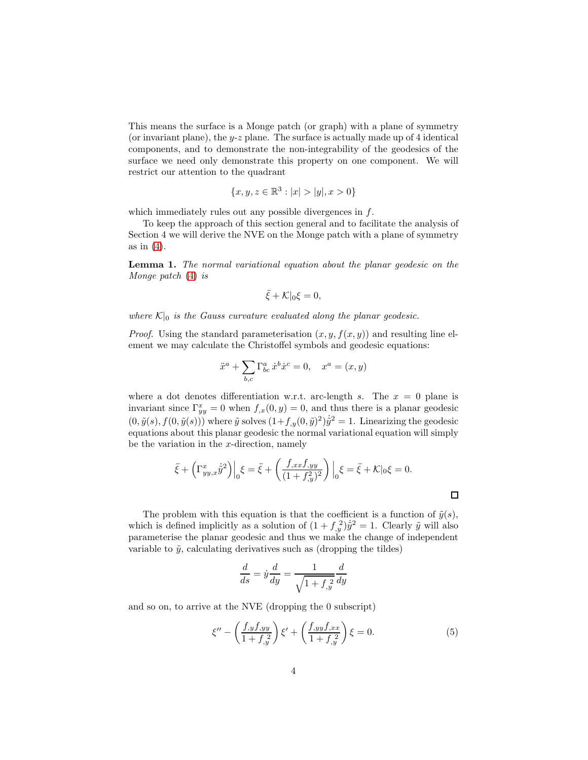This means the surface is a Monge patch (or graph) with a plane of symmetry (or invariant plane), the $y$-$z$ plane. The surface is actually made up of 4 identical components, and to demonstrate the non-integrability of the geodesics of the surface we need only demonstrate this property on one component. We will restrict our attention to the quadrant

$$\{x, y, z \in \mathbb{R}^3 : |x| > |y|, x > 0\}$$

which immediately rules out any possible divergences in $f$.

To keep the approach of this section general and to facilitate the analysis of Section 4 we will derive the NVE on the Monge patch with a plane of symmetry as in (4).

**Lemma 1.** *The normal variational equation about the planar geodesic on the Monge patch* (4) *is*

$$\ddot{\xi} + \mathcal{K}|_0 \xi = 0,$$

*where* $\mathcal{K}|_0$ *is the Gauss curvature evaluated along the planar geodesic.*

*Proof.* Using the standard parameterisation $(x, y, f(x, y))$ and resulting line element we may calculate the Christoffel symbols and geodesic equations:

$$\ddot{x}^a + \sum_{b,c} \Gamma^a_{bc} \dot{x}^b \dot{x}^c = 0, \quad x^a = (x, y)$$

where a dot denotes differentiation w.r.t. arc-length $s$. The $x = 0$ plane is invariant since $\Gamma^x_{yy} = 0$ when $f_{,x}(0, y) = 0$, and thus there is a planar geodesic $(0, \tilde{y}(s), f(0, \tilde{y}(s)))$ where $\tilde{y}$ solves $(1 + f_{,y}(0, \tilde{y})^2)\dot{\tilde{y}}^2 = 1$. Linearizing the geodesic equations about this planar geodesic the normal variational equation will simply be the variation in the $x$-direction, namely

$$\ddot{\xi} + \left(\Gamma^x_{yy,x} \dot{\tilde{y}}^2\right)\Big|_0 \xi = \ddot{\xi} + \left(\frac{f_{,xx} f_{,yy}}{(1 + f_{,y}^2)^2}\right)\Big|_0 \xi = \ddot{\xi} + \mathcal{K}|_0 \xi = 0.$$

□

The problem with this equation is that the coefficient is a function of $\tilde{y}(s)$, which is defined implicitly as a solution of $(1 + f_{,y}^{\,2})\dot{\tilde{y}}^2 = 1$. Clearly $\tilde{y}$ will also parameterise the planar geodesic and thus we make the change of independent variable to $\tilde{y}$, calculating derivatives such as (dropping the tildes)

$$\frac{d}{ds} = \dot{y}\frac{d}{dy} = \frac{1}{\sqrt{1 + f_{,y}^{\,2}}}\frac{d}{dy}$$

and so on, to arrive at the NVE (dropping the 0 subscript)

$$\xi'' - \left(\frac{f_{,y} f_{,yy}}{1 + f_{,y}^{\,2}}\right)\xi' + \left(\frac{f_{,yy} f_{,xx}}{1 + f_{,y}^{\,2}}\right)\xi = 0. \tag{5}$$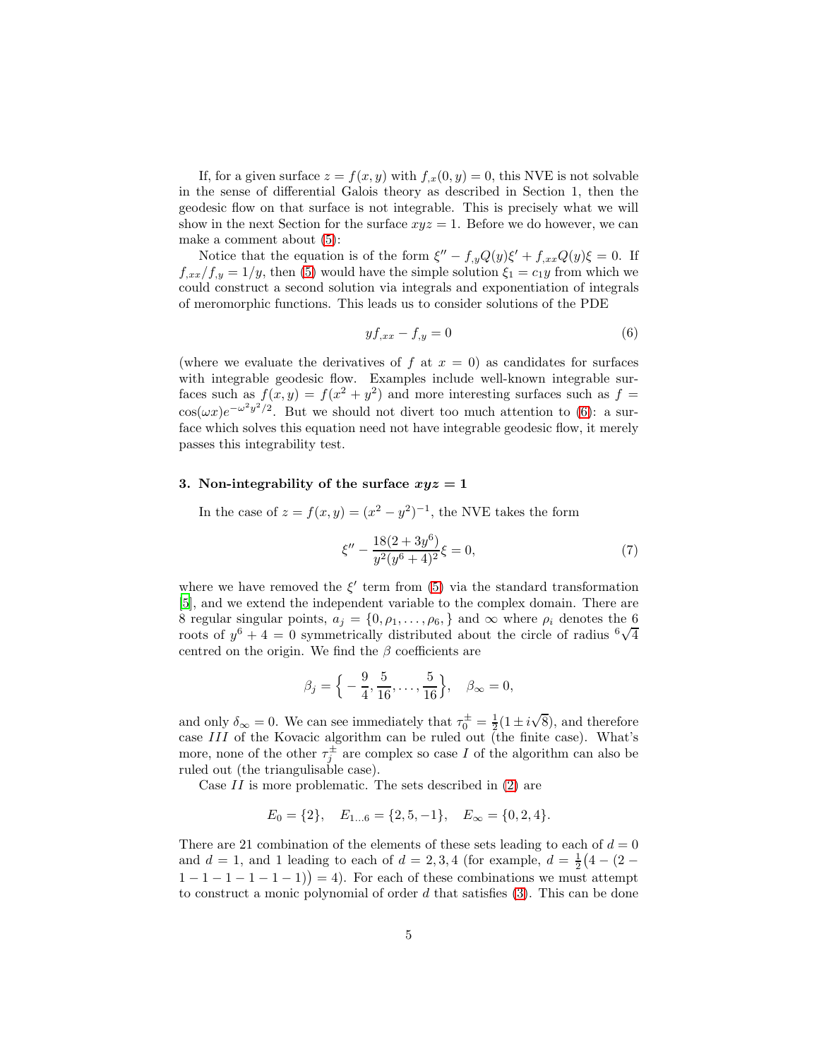If, for a given surface $z = f(x, y)$ with $f_{,x}(0, y) = 0$, this NVE is not solvable in the sense of differential Galois theory as described in Section 1, then the geodesic flow on that surface is not integrable. This is precisely what we will show in the next Section for the surface $xyz = 1$. Before we do however, we can make a comment about (5):

Notice that the equation is of the form $\xi'' - f_{,y}Q(y)\xi' + f_{,xx}Q(y)\xi = 0$. If $f_{,xx}/f_{,y} = 1/y$, then (5) would have the simple solution $\xi_1 = c_1 y$ from which we could construct a second solution via integrals and exponentiation of integrals of meromorphic functions. This leads us to consider solutions of the PDE

$$y f_{,xx} - f_{,y} = 0 \tag{6}$$

(where we evaluate the derivatives of $f$ at $x = 0$) as candidates for surfaces with integrable geodesic flow. Examples include well-known integrable surfaces such as $f(x, y) = f(x^2 + y^2)$ and more interesting surfaces such as $f = \cos(\omega x)e^{-\omega^2 y^2/2}$. But we should not divert too much attention to (6): a surface which solves this equation need not have integrable geodesic flow, it merely passes this integrability test.

### 3. Non-integrability of the surface $xyz = 1$

In the case of $z = f(x, y) = (x^2 - y^2)^{-1}$, the NVE takes the form

$$\xi'' - \frac{18(2 + 3y^6)}{y^2(y^6 + 4)^2}\xi = 0, \tag{7}$$

where we have removed the $\xi'$ term from (5) via the standard transformation [5], and we extend the independent variable to the complex domain. There are 8 regular singular points, $a_j = \{0, \rho_1, \ldots, \rho_6, \}$ and $\infty$ where $\rho_i$ denotes the 6 roots of $y^6 + 4 = 0$ symmetrically distributed about the circle of radius $\sqrt[6]{4}$ centred on the origin. We find the $\beta$ coefficients are

$$\beta_j = \Big\{ -\frac{9}{4}, \frac{5}{16}, \ldots, \frac{5}{16} \Big\}, \quad \beta_\infty = 0,$$

and only $\delta_\infty = 0$. We can see immediately that $\tau_0^\pm = \frac{1}{2}(1 \pm i\sqrt{8})$, and therefore case $III$ of the Kovacic algorithm can be ruled out (the finite case). What's more, none of the other $\tau_j^\pm$ are complex so case $I$ of the algorithm can also be ruled out (the triangulisable case).

Case $II$ is more problematic. The sets described in (2) are

$$E_0 = \{2\}, \quad E_{1\ldots 6} = \{2, 5, -1\}, \quad E_\infty = \{0, 2, 4\}.$$

There are 21 combination of the elements of these sets leading to each of $d = 0$ and $d = 1$, and 1 leading to each of $d = 2, 3, 4$ (for example, $d = \frac{1}{2}\big(4 - (2 - 1 - 1 - 1 - 1 - 1 - 1)\big) = 4$). For each of these combinations we must attempt to construct a monic polynomial of order $d$ that satisfies (3). This can be done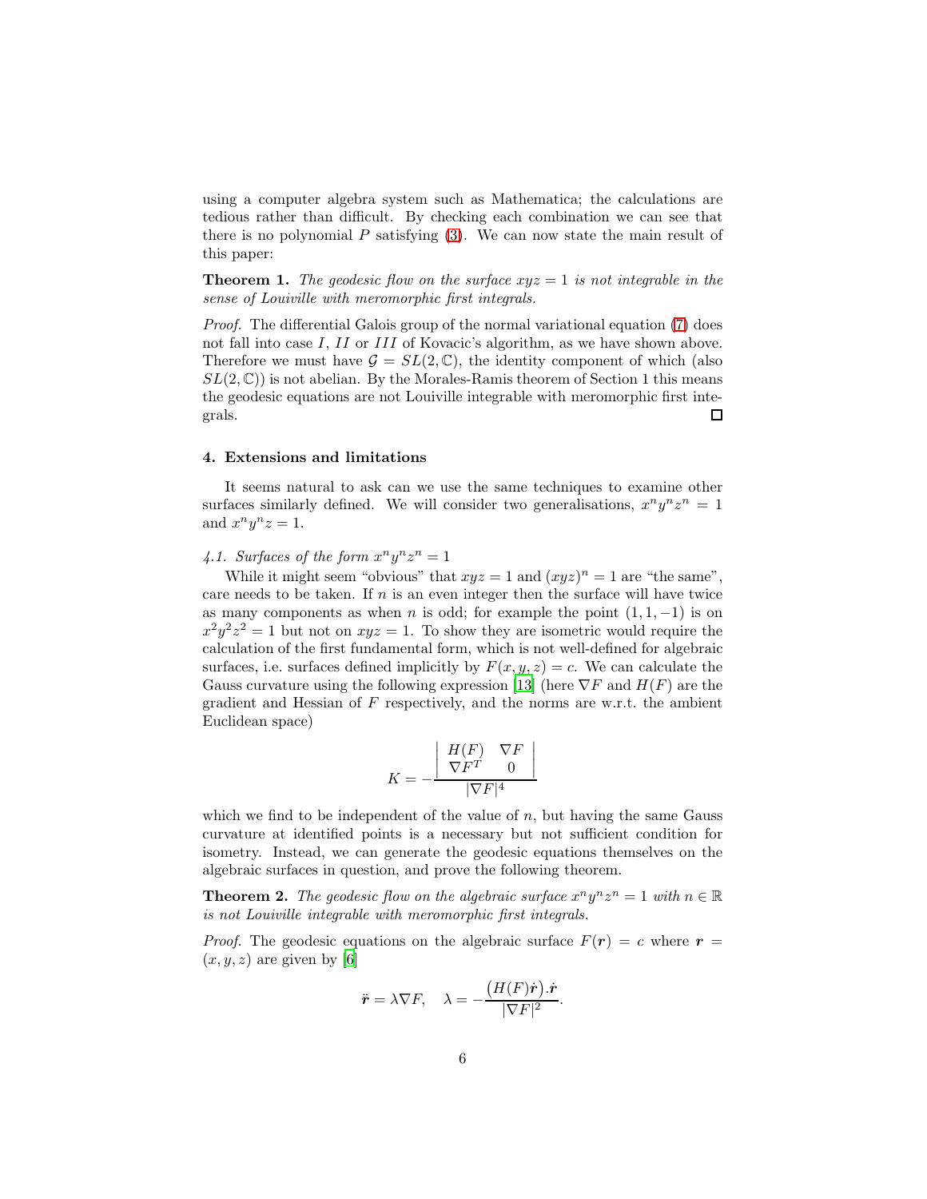using a computer algebra system such as Mathematica; the calculations are tedious rather than difficult. By checking each combination we can see that there is no polynomial $P$ satisfying (3). We can now state the main result of this paper:

**Theorem 1.** *The geodesic flow on the surface $xyz = 1$ is not integrable in the sense of Louiville with meromorphic first integrals.*

*Proof.* The differential Galois group of the normal variational equation (7) does not fall into case $I$, $II$ or $III$ of Kovacic's algorithm, as we have shown above. Therefore we must have $\mathcal{G} = SL(2, \mathbb{C})$, the identity component of which (also $SL(2, \mathbb{C})$) is not abelian. By the Morales-Ramis theorem of Section 1 this means the geodesic equations are not Louiville integrable with meromorphic first integrals. □

### 4. Extensions and limitations

It seems natural to ask can we use the same techniques to examine other surfaces similarly defined. We will consider two generalisations, $x^n y^n z^n = 1$ and $x^n y^n z = 1$.

#### *4.1. Surfaces of the form $x^n y^n z^n = 1$*

While it might seem "obvious" that $xyz = 1$ and $(xyz)^n = 1$ are "the same", care needs to be taken. If $n$ is an even integer then the surface will have twice as many components as when $n$ is odd; for example the point $(1, 1, -1)$ is on $x^2 y^2 z^2 = 1$ but not on $xyz = 1$. To show they are isometric would require the calculation of the first fundamental form, which is not well-defined for algebraic surfaces, i.e. surfaces defined implicitly by $F(x, y, z) = c$. We can calculate the Gauss curvature using the following expression [13] (here $\nabla F$ and $H(F)$ are the gradient and Hessian of $F$ respectively, and the norms are w.r.t. the ambient Euclidean space)

$$K = -\frac{\begin{vmatrix} H(F) & \nabla F \\ \nabla F^T & 0 \end{vmatrix}}{|\nabla F|^4}$$

which we find to be independent of the value of $n$, but having the same Gauss curvature at identified points is a necessary but not sufficient condition for isometry. Instead, we can generate the geodesic equations themselves on the algebraic surfaces in question, and prove the following theorem.

**Theorem 2.** *The geodesic flow on the algebraic surface $x^n y^n z^n = 1$ with $n \in \mathbb{R}$ is not Louiville integrable with meromorphic first integrals.*

*Proof.* The geodesic equations on the algebraic surface $F(\boldsymbol{r}) = c$ where $\boldsymbol{r} = (x, y, z)$ are given by [6]

$$\ddot{\boldsymbol{r}} = \lambda \nabla F, \quad \lambda = -\frac{\big(H(F)\dot{\boldsymbol{r}}\big).\dot{\boldsymbol{r}}}{|\nabla F|^2}.$$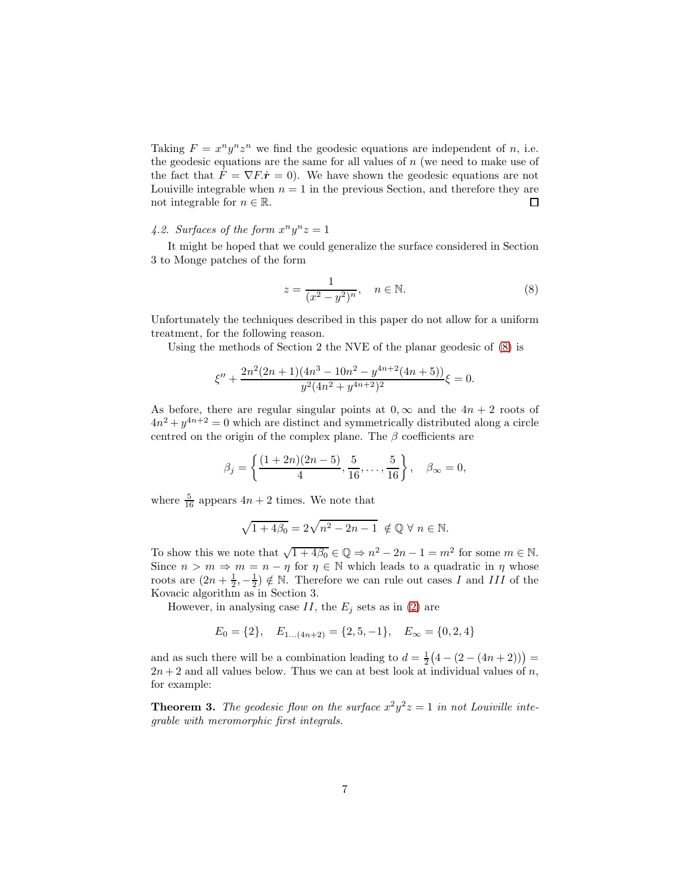Taking $F = x^n y^n z^n$ we find the geodesic equations are independent of $n$, i.e. the geodesic equations are the same for all values of $n$ (we need to make use of the fact that $\dot{F} = \nabla F.\dot{\mathbf{r}} = 0$). We have shown the geodesic equations are not Louiville integrable when $n = 1$ in the previous Section, and therefore they are not integrable for $n \in \mathbb{R}$. □

### 4.2. Surfaces of the form $x^n y^n z = 1$

It might be hoped that we could generalize the surface considered in Section 3 to Monge patches of the form

$$z = \frac{1}{(x^2 - y^2)^n}, \quad n \in \mathbb{N}. \tag{8}$$

Unfortunately the techniques described in this paper do not allow for a uniform treatment, for the following reason.

Using the methods of Section 2 the NVE of the planar geodesic of (8) is

$$\xi'' + \frac{2n^2(2n+1)(4n^3 - 10n^2 - y^{4n+2}(4n+5))}{y^2(4n^2 + y^{4n+2})^2}\xi = 0.$$

As before, there are regular singular points at $0, \infty$ and the $4n + 2$ roots of $4n^2 + y^{4n+2} = 0$ which are distinct and symmetrically distributed along a circle centred on the origin of the complex plane. The $\beta$ coefficients are

$$\beta_j = \left\{ \frac{(1+2n)(2n-5)}{4}, \frac{5}{16}, \dots, \frac{5}{16} \right\}, \quad \beta_\infty = 0,$$

where $\frac{5}{16}$ appears $4n + 2$ times. We note that

$$\sqrt{1 + 4\beta_0} = 2\sqrt{n^2 - 2n - 1} \notin \mathbb{Q} \; \forall \; n \in \mathbb{N}.$$

To show this we note that $\sqrt{1 + 4\beta_0} \in \mathbb{Q} \Rightarrow n^2 - 2n - 1 = m^2$ for some $m \in \mathbb{N}$. Since $n > m \Rightarrow m = n - \eta$ for $\eta \in \mathbb{N}$ which leads to a quadratic in $\eta$ whose roots are $(2n + \frac{1}{2}, -\frac{1}{2}) \notin \mathbb{N}$. Therefore we can rule out cases $I$ and $III$ of the Kovacic algorithm as in Section 3.

However, in analysing case $II$, the $E_j$ sets as in (2) are

$$E_0 = \{2\}, \quad E_{1\dots(4n+2)} = \{2, 5, -1\}, \quad E_\infty = \{0, 2, 4\}$$

and as such there will be a combination leading to $d = \frac{1}{2}\big(4 - (2 - (4n + 2))\big) = 2n + 2$ and all values below. Thus we can at best look at individual values of $n$, for example:

**Theorem 3.** *The geodesic flow on the surface $x^2 y^2 z = 1$ in not Louiville integrable with meromorphic first integrals.*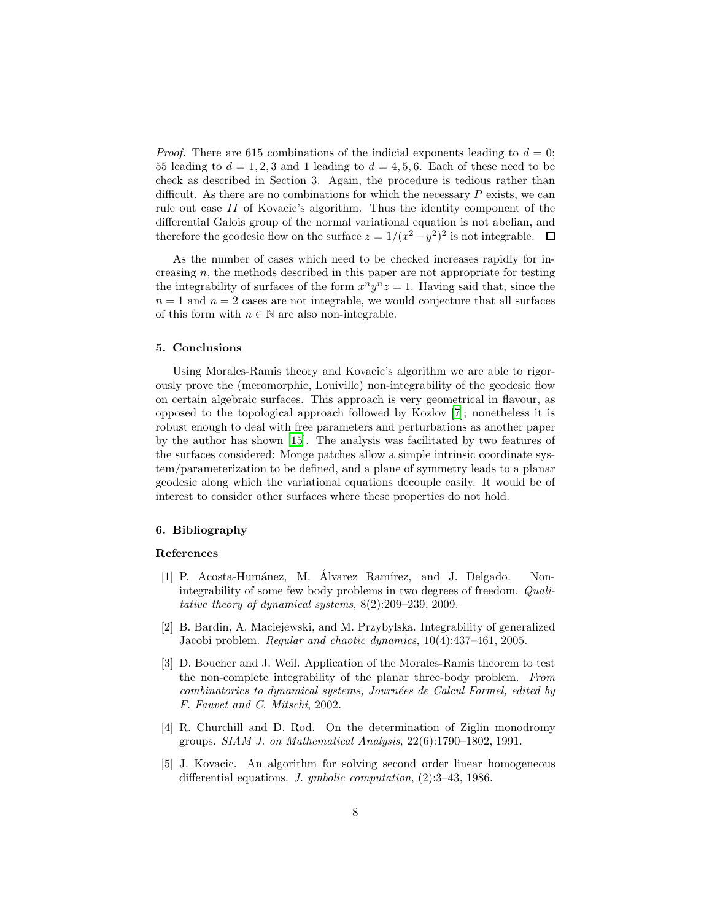*Proof.* There are 615 combinations of the indicial exponents leading to $d = 0$; 55 leading to $d = 1, 2, 3$ and 1 leading to $d = 4, 5, 6$. Each of these need to be check as described in Section 3. Again, the procedure is tedious rather than difficult. As there are no combinations for which the necessary $P$ exists, we can rule out case $II$ of Kovacic's algorithm. Thus the identity component of the differential Galois group of the normal variational equation is not abelian, and therefore the geodesic flow on the surface $z = 1/(x^2 - y^2)^2$ is not integrable. □

As the number of cases which need to be checked increases rapidly for increasing $n$, the methods described in this paper are not appropriate for testing the integrability of surfaces of the form $x^n y^n z = 1$. Having said that, since the $n = 1$ and $n = 2$ cases are not integrable, we would conjecture that all surfaces of this form with $n \in \mathbb{N}$ are also non-integrable.

## 5. Conclusions

Using Morales-Ramis theory and Kovacic's algorithm we are able to rigorously prove the (meromorphic, Louiville) non-integrability of the geodesic flow on certain algebraic surfaces. This approach is very geometrical in flavour, as opposed to the topological approach followed by Kozlov [7]; nonetheless it is robust enough to deal with free parameters and perturbations as another paper by the author has shown [15]. The analysis was facilitated by two features of the surfaces considered: Monge patches allow a simple intrinsic coordinate system/parameterization to be defined, and a plane of symmetry leads to a planar geodesic along which the variational equations decouple easily. It would be of interest to consider other surfaces where these properties do not hold.

## 6. Bibliography

### References

[1] P. Acosta-Humánez, M. Álvarez Ramírez, and J. Delgado. Non-integrability of some few body problems in two degrees of freedom. *Qualitative theory of dynamical systems*, 8(2):209–239, 2009.

[2] B. Bardin, A. Maciejewski, and M. Przybylska. Integrability of generalized Jacobi problem. *Regular and chaotic dynamics*, 10(4):437–461, 2005.

[3] D. Boucher and J. Weil. Application of the Morales-Ramis theorem to test the non-complete integrability of the planar three-body problem. *From combinatorics to dynamical systems, Journées de Calcul Formel, edited by F. Fauvet and C. Mitschi*, 2002.

[4] R. Churchill and D. Rod. On the determination of Ziglin monodromy groups. *SIAM J. on Mathematical Analysis*, 22(6):1790–1802, 1991.

[5] J. Kovacic. An algorithm for solving second order linear homogeneous differential equations. *J. ymbolic computation*, (2):3–43, 1986.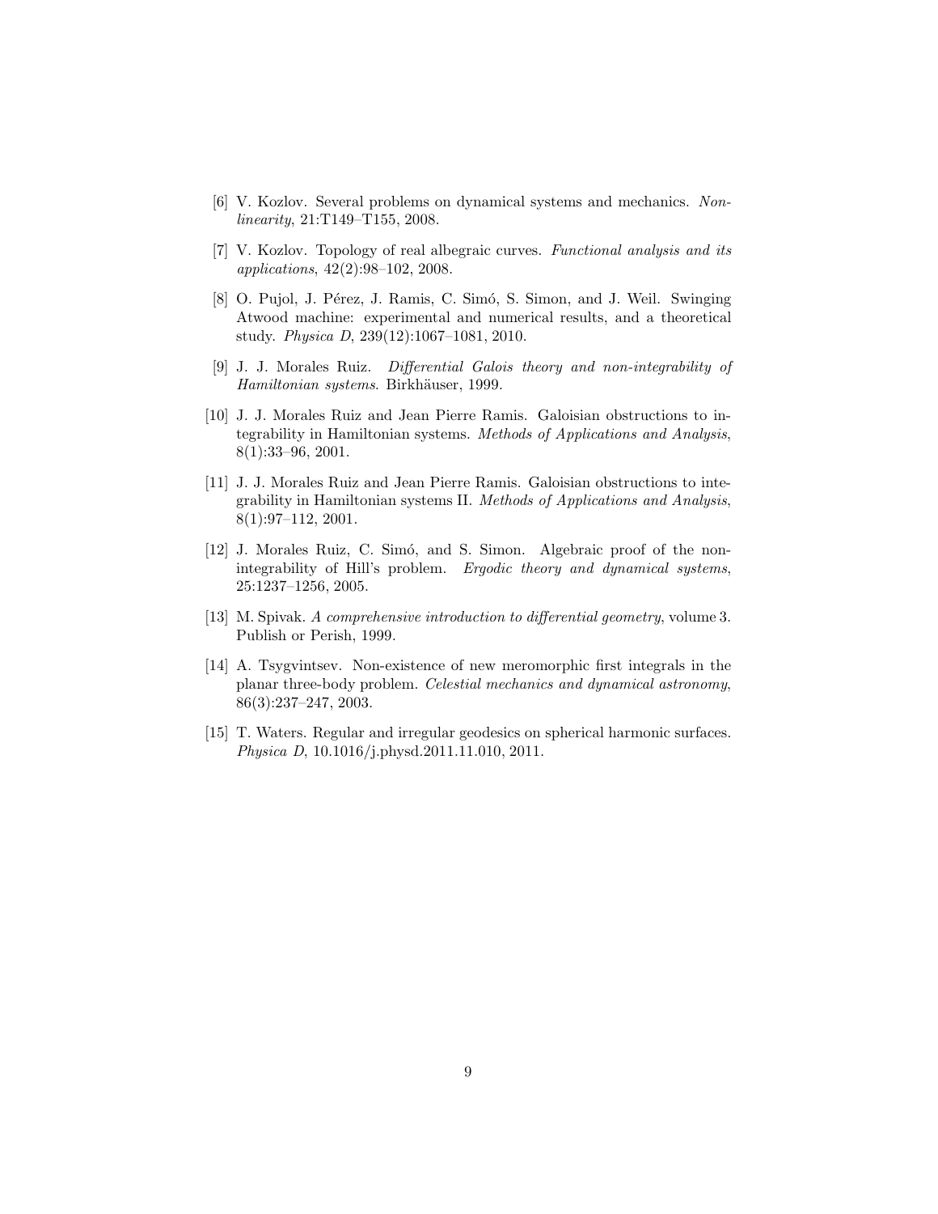[6] V. Kozlov. Several problems on dynamical systems and mechanics. *Nonlinearity*, 21:T149–T155, 2008.

[7] V. Kozlov. Topology of real albegraic curves. *Functional analysis and its applications*, 42(2):98–102, 2008.

[8] O. Pujol, J. Pérez, J. Ramis, C. Simó, S. Simon, and J. Weil. Swinging Atwood machine: experimental and numerical results, and a theoretical study. *Physica D*, 239(12):1067–1081, 2010.

[9] J. J. Morales Ruiz. *Differential Galois theory and non-integrability of Hamiltonian systems*. Birkhäuser, 1999.

[10] J. J. Morales Ruiz and Jean Pierre Ramis. Galoisian obstructions to integrability in Hamiltonian systems. *Methods of Applications and Analysis*, 8(1):33–96, 2001.

[11] J. J. Morales Ruiz and Jean Pierre Ramis. Galoisian obstructions to integrability in Hamiltonian systems II. *Methods of Applications and Analysis*, 8(1):97–112, 2001.

[12] J. Morales Ruiz, C. Simó, and S. Simon. Algebraic proof of the non-integrability of Hill's problem. *Ergodic theory and dynamical systems*, 25:1237–1256, 2005.

[13] M. Spivak. *A comprehensive introduction to differential geometry*, volume 3. Publish or Perish, 1999.

[14] A. Tsygvintsev. Non-existence of new meromorphic first integrals in the planar three-body problem. *Celestial mechanics and dynamical astronomy*, 86(3):237–247, 2003.

[15] T. Waters. Regular and irregular geodesics on spherical harmonic surfaces. *Physica D*, 10.1016/j.physd.2011.11.010, 2011.